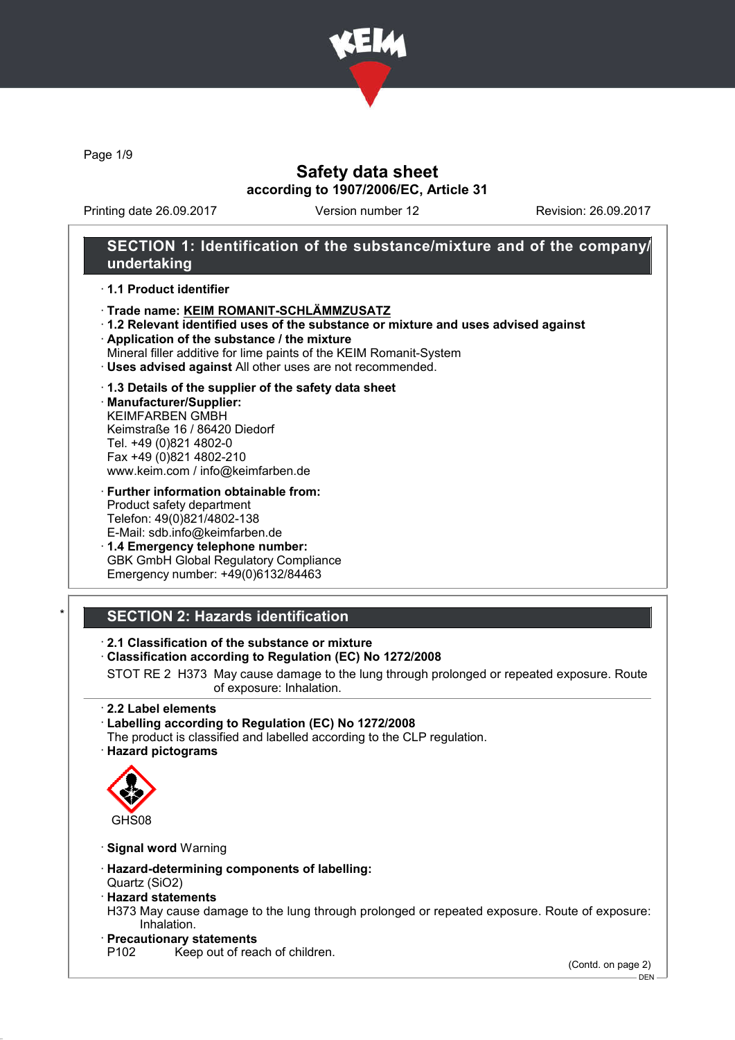# Safety data sheet

**according to 1907/2006/EC, Article 31**

Printing date 26.09.2017 | Version number 12 | Revision: 26.09.2017

## SECTION 1: Identification of the substance/mixture and of the company/undertaking

· **1.1 Product identifier**

· **Trade name: KEIM ROMANIT-SCHLÄMMZUSATZ**

· **1.2 Relevant identified uses of the substance or mixture and uses advised against**

· **Application of the substance / the mixture**
Mineral filler additive for lime paints of the KEIM Romanit-System

· **Uses advised against** All other uses are not recommended.

· **1.3 Details of the supplier of the safety data sheet**

· **Manufacturer/Supplier:**
KEIMFARBEN GMBH
Keimstraße 16 / 86420 Diedorf
Tel. +49 (0)821 4802-0
Fax +49 (0)821 4802-210
www.keim.com / info@keimfarben.de

· **Further information obtainable from:**
Product safety department
Telefon: 49(0)821/4802-138
E-Mail: sdb.info@keimfarben.de

· **1.4 Emergency telephone number:**
GBK GmbH Global Regulatory Compliance
Emergency number: +49(0)6132/84463

## * SECTION 2: Hazards identification

· **2.1 Classification of the substance or mixture**

· **Classification according to Regulation (EC) No 1272/2008**

STOT RE 2 H373 May cause damage to the lung through prolonged or repeated exposure. Route of exposure: Inhalation.

· **2.2 Label elements**

· **Labelling according to Regulation (EC) No 1272/2008**
The product is classified and labelled according to the CLP regulation.

· **Hazard pictograms**

GHS08

· **Signal word** Warning

· **Hazard-determining components of labelling:**
Quartz ($SiO_2$)

· **Hazard statements**
H373 May cause damage to the lung through prolonged or repeated exposure. Route of exposure: Inhalation.

· **Precautionary statements**
P102 Keep out of reach of children.

(Contd. on page 2)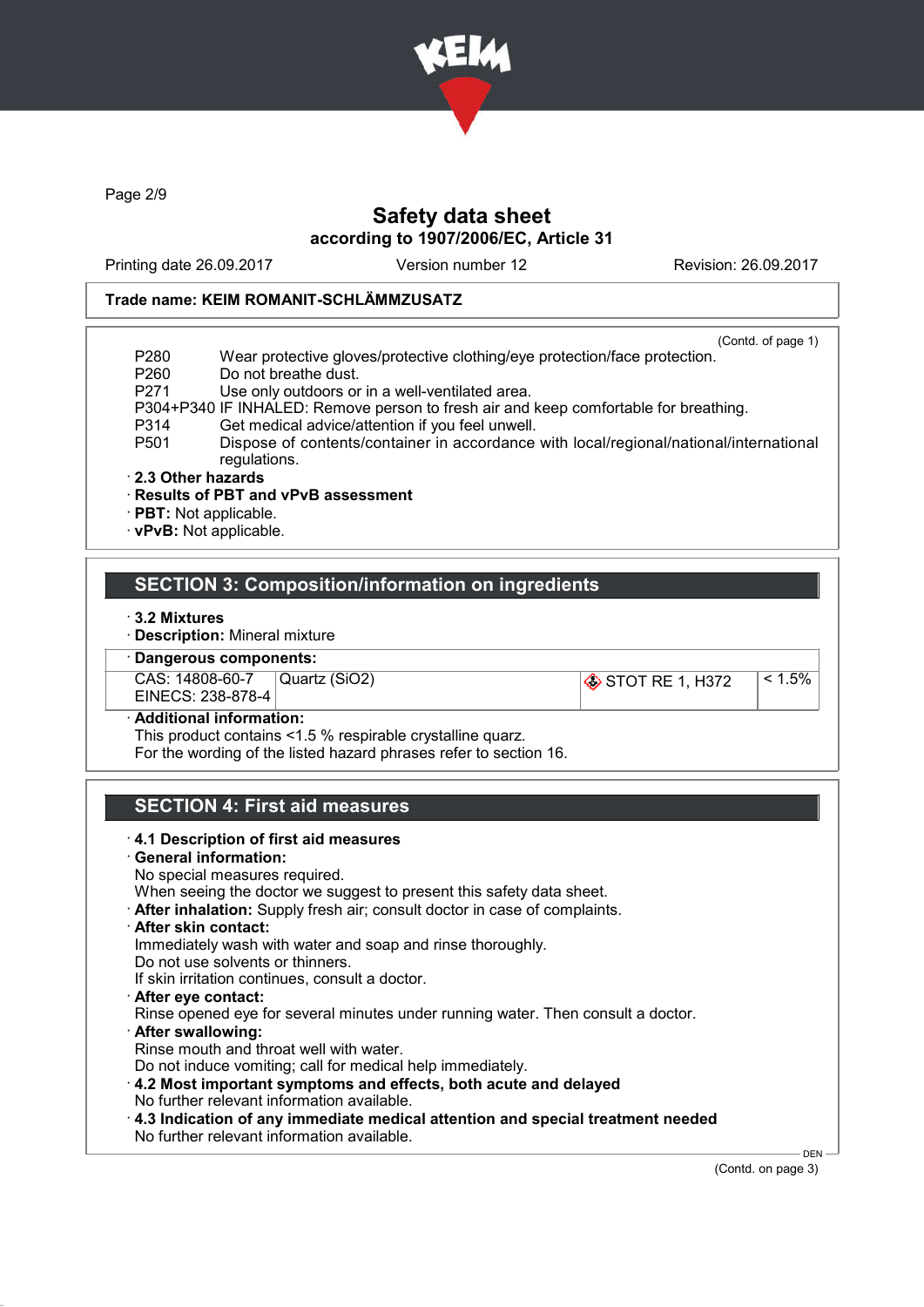Trade name: KEIM ROMANIT-SCHLÄMMZUSATZ

(Contd. of page 1)

P280 Wear protective gloves/protective clothing/eye protection/face protection.
P260 Do not breathe dust.
P271 Use only outdoors or in a well-ventilated area.
P304+P340 IF INHALED: Remove person to fresh air and keep comfortable for breathing.
P314 Get medical advice/attention if you feel unwell.
P501 Dispose of contents/container in accordance with local/regional/national/international regulations.

· **2.3 Other hazards**
· **Results of PBT and vPvB assessment**
· **PBT:** Not applicable.
· **vPvB:** Not applicable.

## SECTION 3: Composition/information on ingredients

· **3.2 Mixtures**
· **Description:** Mineral mixture

· **Dangerous components:**

| | | | |
|---|---|---|---|
| CAS: 14808-60-7<br>EINECS: 238-878-4 | Quartz ($SiO_2$) | STOT RE 1, H372 | < 1.5% |

· **Additional information:**
This product contains <1.5 % respirable crystalline quarz.
For the wording of the listed hazard phrases refer to section 16.

## SECTION 4: First aid measures

· **4.1 Description of first aid measures**
· **General information:**
No special measures required.
When seeing the doctor we suggest to present this safety data sheet.
· **After inhalation:** Supply fresh air; consult doctor in case of complaints.
· **After skin contact:**
Immediately wash with water and soap and rinse thoroughly.
Do not use solvents or thinners.
If skin irritation continues, consult a doctor.
· **After eye contact:**
Rinse opened eye for several minutes under running water. Then consult a doctor.
· **After swallowing:**
Rinse mouth and throat well with water.
Do not induce vomiting; call for medical help immediately.
· **4.2 Most important symptoms and effects, both acute and delayed**
No further relevant information available.
· **4.3 Indication of any immediate medical attention and special treatment needed**
No further relevant information available.

(Contd. on page 3)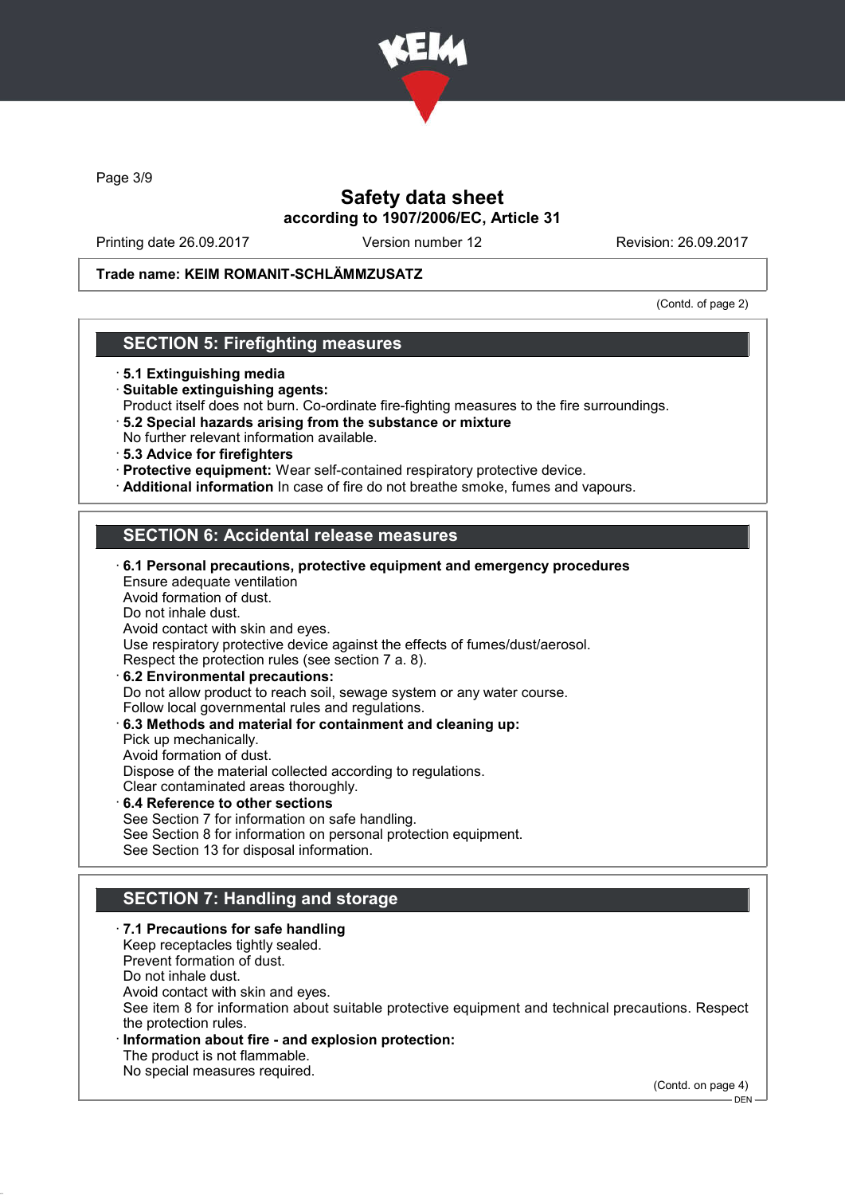# Safety data sheet

**according to 1907/2006/EC, Article 31**

Printing date 26.09.2017 | Version number 12 | Revision: 26.09.2017

**Trade name: KEIM ROMANIT-SCHLÄMMZUSATZ**

(Contd. of page 2)

## SECTION 5: Firefighting measures

- **5.1 Extinguishing media**
- **Suitable extinguishing agents:**
  Product itself does not burn. Co-ordinate fire-fighting measures to the fire surroundings.
- **5.2 Special hazards arising from the substance or mixture**
  No further relevant information available.
- **5.3 Advice for firefighters**
- **Protective equipment:** Wear self-contained respiratory protective device.
- **Additional information** In case of fire do not breathe smoke, fumes and vapours.

## SECTION 6: Accidental release measures

- **6.1 Personal precautions, protective equipment and emergency procedures**
  Ensure adequate ventilation
  Avoid formation of dust.
  Do not inhale dust.
  Avoid contact with skin and eyes.
  Use respiratory protective device against the effects of fumes/dust/aerosol.
  Respect the protection rules (see section 7 a. 8).
- **6.2 Environmental precautions:**
  Do not allow product to reach soil, sewage system or any water course.
  Follow local governmental rules and regulations.
- **6.3 Methods and material for containment and cleaning up:**
  Pick up mechanically.
  Avoid formation of dust.
  Dispose of the material collected according to regulations.
  Clear contaminated areas thoroughly.
- **6.4 Reference to other sections**
  See Section 7 for information on safe handling.
  See Section 8 for information on personal protection equipment.
  See Section 13 for disposal information.

## SECTION 7: Handling and storage

- **7.1 Precautions for safe handling**
  Keep receptacles tightly sealed.
  Prevent formation of dust.
  Do not inhale dust.
  Avoid contact with skin and eyes.
  See item 8 for information about suitable protective equipment and technical precautions. Respect the protection rules.
- **Information about fire - and explosion protection:**
  The product is not flammable.
  No special measures required.

(Contd. on page 4)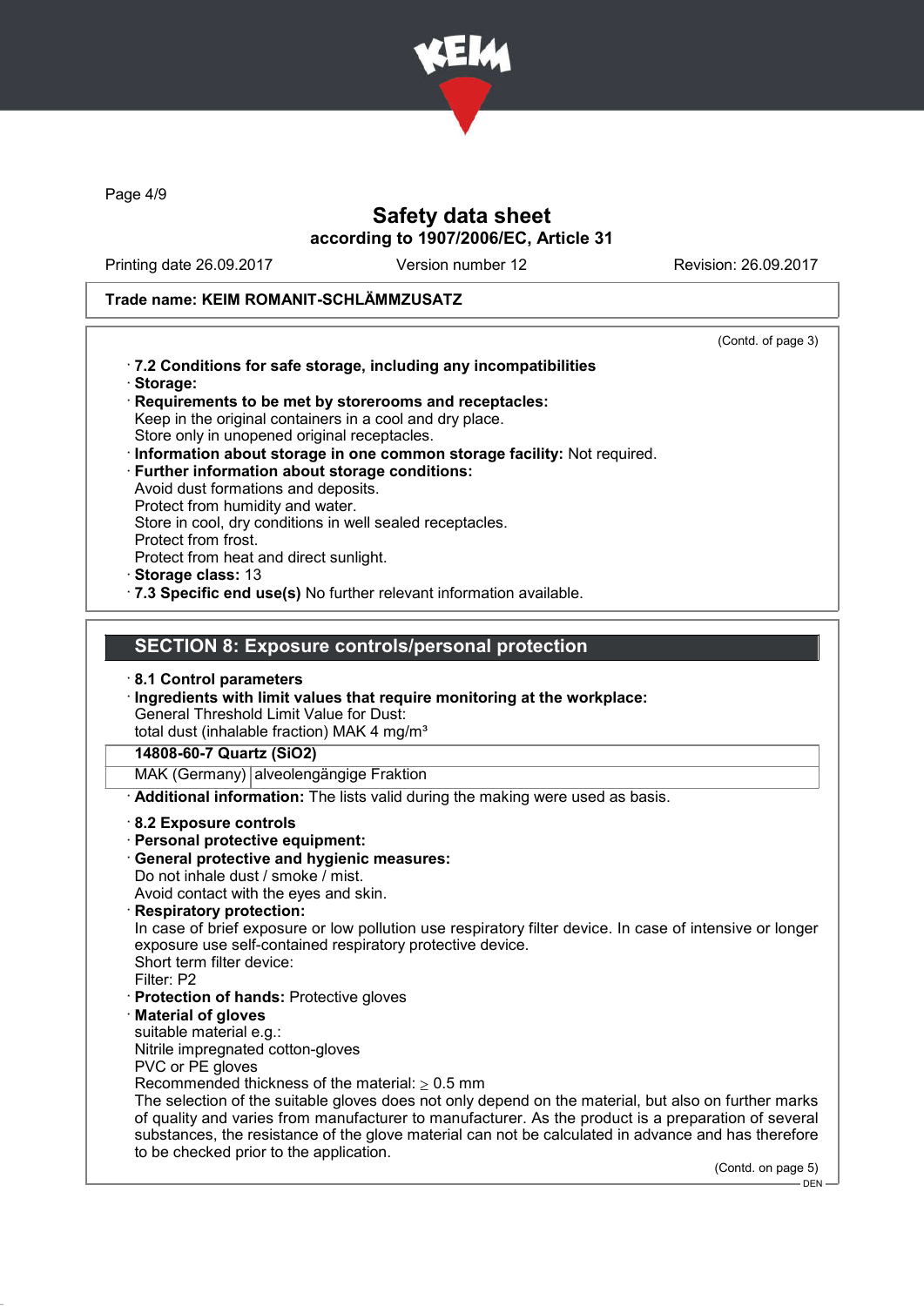**Trade name: KEIM ROMANIT-SCHLÄMMZUSATZ**

(Contd. of page 3)

· **7.2 Conditions for safe storage, including any incompatibilities**
· **Storage:**
· **Requirements to be met by storerooms and receptacles:**
Keep in the original containers in a cool and dry place.
Store only in unopened original receptacles.
· **Information about storage in one common storage facility:** Not required.
· **Further information about storage conditions:**
Avoid dust formations and deposits.
Protect from humidity and water.
Store in cool, dry conditions in well sealed receptacles.
Protect from frost.
Protect from heat and direct sunlight.
· **Storage class:** 13
· **7.3 Specific end use(s)** No further relevant information available.

## SECTION 8: Exposure controls/personal protection

· **8.1 Control parameters**
· **Ingredients with limit values that require monitoring at the workplace:**
General Threshold Limit Value for Dust:
total dust (inhalable fraction) MAK 4 mg/m³

| **14808-60-7 Quartz ($SiO_2$)** | |
|---|---|
| MAK (Germany) | alveolengängige Fraktion |

· **Additional information:** The lists valid during the making were used as basis.

· **8.2 Exposure controls**
· **Personal protective equipment:**
· **General protective and hygienic measures:**
Do not inhale dust / smoke / mist.
Avoid contact with the eyes and skin.
· **Respiratory protection:**
In case of brief exposure or low pollution use respiratory filter device. In case of intensive or longer exposure use self-contained respiratory protective device.
Short term filter device:
Filter: P2
· **Protection of hands:** Protective gloves
· **Material of gloves**
suitable material e.g.:
Nitrile impregnated cotton-gloves
PVC or PE gloves
Recommended thickness of the material: $\geq$ 0.5 mm
The selection of the suitable gloves does not only depend on the material, but also on further marks of quality and varies from manufacturer to manufacturer. As the product is a preparation of several substances, the resistance of the glove material can not be calculated in advance and has therefore to be checked prior to the application.

(Contd. on page 5)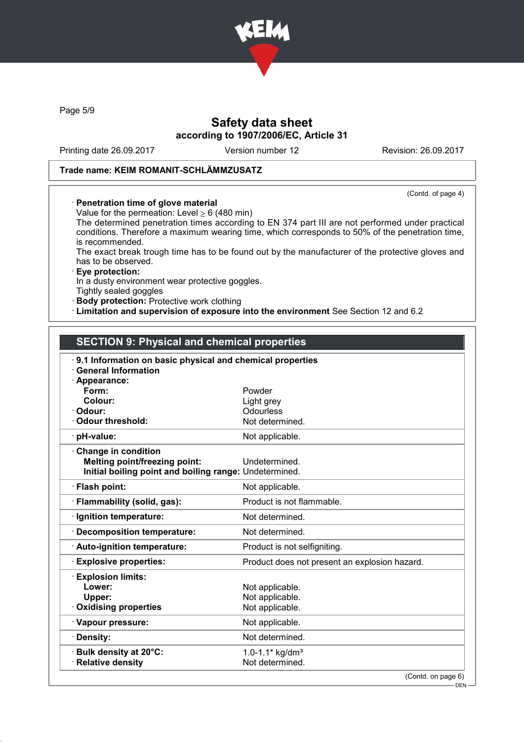**Trade name: KEIM ROMANIT-SCHLÄMMZUSATZ**

(Contd. of page 4)

· **Penetration time of glove material**
Value for the permeation: Level ≥ 6 (480 min)
The determined penetration times according to EN 374 part III are not performed under practical conditions. Therefore a maximum wearing time, which corresponds to 50% of the penetration time, is recommended.
The exact break trough time has to be found out by the manufacturer of the protective gloves and has to be observed.

· **Eye protection:**
In a dusty environment wear protective goggles.
Tightly sealed goggles

· **Body protection:** Protective work clothing

· **Limitation and supervision of exposure into the environment** See Section 12 and 6.2

## SECTION 9: Physical and chemical properties

| · **9.1 Information on basic physical and chemical properties** | |
|---|---|
| · **General Information** | |
| · **Appearance:** | |
| **Form:** | Powder |
| **Colour:** | Light grey |
| · **Odour:** | Odourless |
| · **Odour threshold:** | Not determined. |
| · **pH-value:** | Not applicable. |
| · **Change in condition** | |
| **Melting point/freezing point:** | Undetermined. |
| **Initial boiling point and boiling range:** | Undetermined. |
| · **Flash point:** | Not applicable. |
| · **Flammability (solid, gas):** | Product is not flammable. |
| · **Ignition temperature:** | Not determined. |
| · **Decomposition temperature:** | Not determined. |
| · **Auto-ignition temperature:** | Product is not selfigniting. |
| · **Explosive properties:** | Product does not present an explosion hazard. |
| · **Explosion limits:** | |
| **Lower:** | Not applicable. |
| **Upper:** | Not applicable. |
| · **Oxidising properties** | Not applicable. |
| · **Vapour pressure:** | Not applicable. |
| · **Density:** | Not determined. |
| · **Bulk density at 20°C:** | 1.0-1.1* kg/dm³ |
| · **Relative density** | Not determined. |

(Contd. on page 6)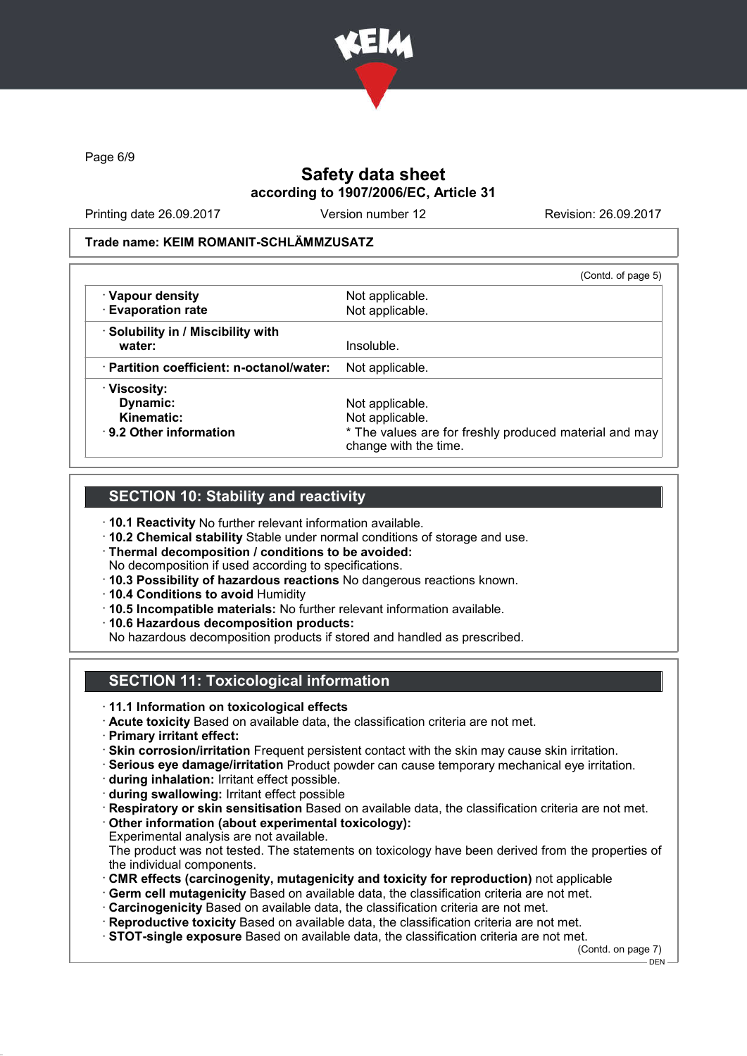Trade name: KEIM ROMANIT-SCHLÄMMZUSATZ

(Contd. of page 5)

| | |
|---|---|
| · **Vapour density** | Not applicable. |
| · **Evaporation rate** | Not applicable. |
| · **Solubility in / Miscibility with water:** | Insoluble. |
| · **Partition coefficient: n-octanol/water:** | Not applicable. |
| · **Viscosity:** | |
| **Dynamic:** | Not applicable. |
| **Kinematic:** | Not applicable. |
| · **9.2 Other information** | * The values are for freshly produced material and may change with the time. |

## SECTION 10: Stability and reactivity

· **10.1 Reactivity** No further relevant information available.
· **10.2 Chemical stability** Stable under normal conditions of storage and use.
· **Thermal decomposition / conditions to be avoided:**
No decomposition if used according to specifications.
· **10.3 Possibility of hazardous reactions** No dangerous reactions known.
· **10.4 Conditions to avoid** Humidity
· **10.5 Incompatible materials:** No further relevant information available.
· **10.6 Hazardous decomposition products:**
No hazardous decomposition products if stored and handled as prescribed.

## SECTION 11: Toxicological information

· **11.1 Information on toxicological effects**
· **Acute toxicity** Based on available data, the classification criteria are not met.
· **Primary irritant effect:**
· **Skin corrosion/irritation** Frequent persistent contact with the skin may cause skin irritation.
· **Serious eye damage/irritation** Product powder can cause temporary mechanical eye irritation.
· **during inhalation:** Irritant effect possible.
· **during swallowing:** Irritant effect possible
· **Respiratory or skin sensitisation** Based on available data, the classification criteria are not met.
· **Other information (about experimental toxicology):**
Experimental analysis are not available.
The product was not tested. The statements on toxicology have been derived from the properties of the individual components.
· **CMR effects (carcinogenity, mutagenicity and toxicity for reproduction)** not applicable
· **Germ cell mutagenicity** Based on available data, the classification criteria are not met.
· **Carcinogenicity** Based on available data, the classification criteria are not met.
· **Reproductive toxicity** Based on available data, the classification criteria are not met.
· **STOT-single exposure** Based on available data, the classification criteria are not met.

(Contd. on page 7)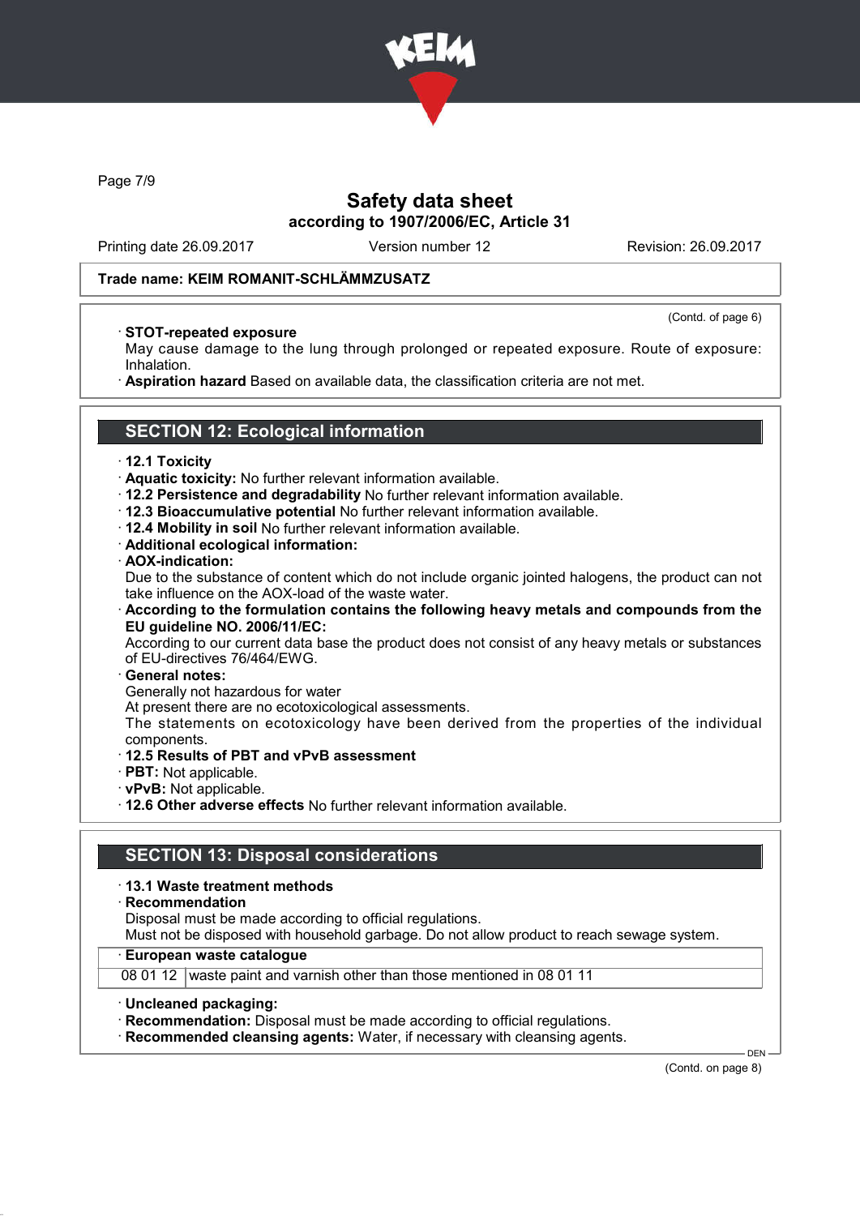**Trade name: KEIM ROMANIT-SCHLÄMMZUSATZ**

(Contd. of page 6)

- **STOT-repeated exposure**
  May cause damage to the lung through prolonged or repeated exposure. Route of exposure: Inhalation.
- **Aspiration hazard** Based on available data, the classification criteria are not met.

## SECTION 12: Ecological information

- **12.1 Toxicity**
- **Aquatic toxicity:** No further relevant information available.
- **12.2 Persistence and degradability** No further relevant information available.
- **12.3 Bioaccumulative potential** No further relevant information available.
- **12.4 Mobility in soil** No further relevant information available.
- **Additional ecological information:**
- **AOX-indication:**
  Due to the substance of content which do not include organic jointed halogens, the product can not take influence on the AOX-load of the waste water.
- **According to the formulation contains the following heavy metals and compounds from the EU guideline NO. 2006/11/EC:**
  According to our current data base the product does not consist of any heavy metals or substances of EU-directives 76/464/EWG.
- **General notes:**
  Generally not hazardous for water
  At present there are no ecotoxicological assessments.
  The statements on ecotoxicology have been derived from the properties of the individual components.
- **12.5 Results of PBT and vPvB assessment**
- **PBT:** Not applicable.
- **vPvB:** Not applicable.
- **12.6 Other adverse effects** No further relevant information available.

## SECTION 13: Disposal considerations

- **13.1 Waste treatment methods**
- **Recommendation**
  Disposal must be made according to official regulations.
  Must not be disposed with household garbage. Do not allow product to reach sewage system.

| European waste catalogue | |
|---|---|
| 08 01 12 | waste paint and varnish other than those mentioned in 08 01 11 |

- **Uncleaned packaging:**
- **Recommendation:** Disposal must be made according to official regulations.
- **Recommended cleansing agents:** Water, if necessary with cleansing agents.

(Contd. on page 8)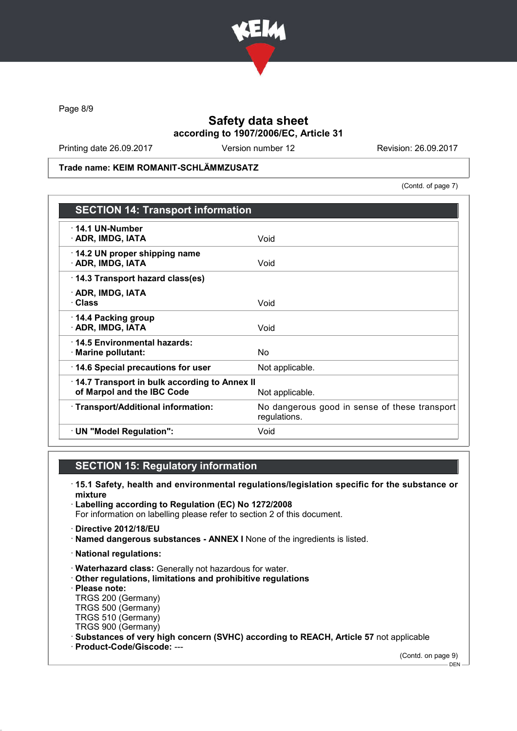Safety data sheet
according to 1907/2006/EC, Article 31

Printing date 26.09.2017 | Version number 12 | Revision: 26.09.2017

**Trade name: KEIM ROMANIT-SCHLÄMMZUSATZ**

(Contd. of page 7)

## SECTION 14: Transport information

| | |
|---|---|
| · **14.1 UN-Number** · **ADR, IMDG, IATA** | Void |
| · **14.2 UN proper shipping name** · **ADR, IMDG, IATA** | Void |
| · **14.3 Transport hazard class(es)** · **ADR, IMDG, IATA** · **Class** | Void |
| · **14.4 Packing group** · **ADR, IMDG, IATA** | Void |
| · **14.5 Environmental hazards:** · **Marine pollutant:** | No |
| · **14.6 Special precautions for user** | Not applicable. |
| · **14.7 Transport in bulk according to Annex II of Marpol and the IBC Code** | Not applicable. |
| · **Transport/Additional information:** | No dangerous good in sense of these transport regulations. |
| · **UN "Model Regulation":** | Void |

## SECTION 15: Regulatory information

· **15.1 Safety, health and environmental regulations/legislation specific for the substance or mixture**
· **Labelling according to Regulation (EC) No 1272/2008**
For information on labelling please refer to section 2 of this document.

· **Directive 2012/18/EU**
· **Named dangerous substances - ANNEX I** None of the ingredients is listed.

· **National regulations:**

· **Waterhazard class:** Generally not hazardous for water.
· **Other regulations, limitations and prohibitive regulations**
· **Please note:**
TRGS 200 (Germany)
TRGS 500 (Germany)
TRGS 510 (Germany)
TRGS 900 (Germany)
· **Substances of very high concern (SVHC) according to REACH, Article 57** not applicable
· **Product-Code/Giscode:** ---

(Contd. on page 9)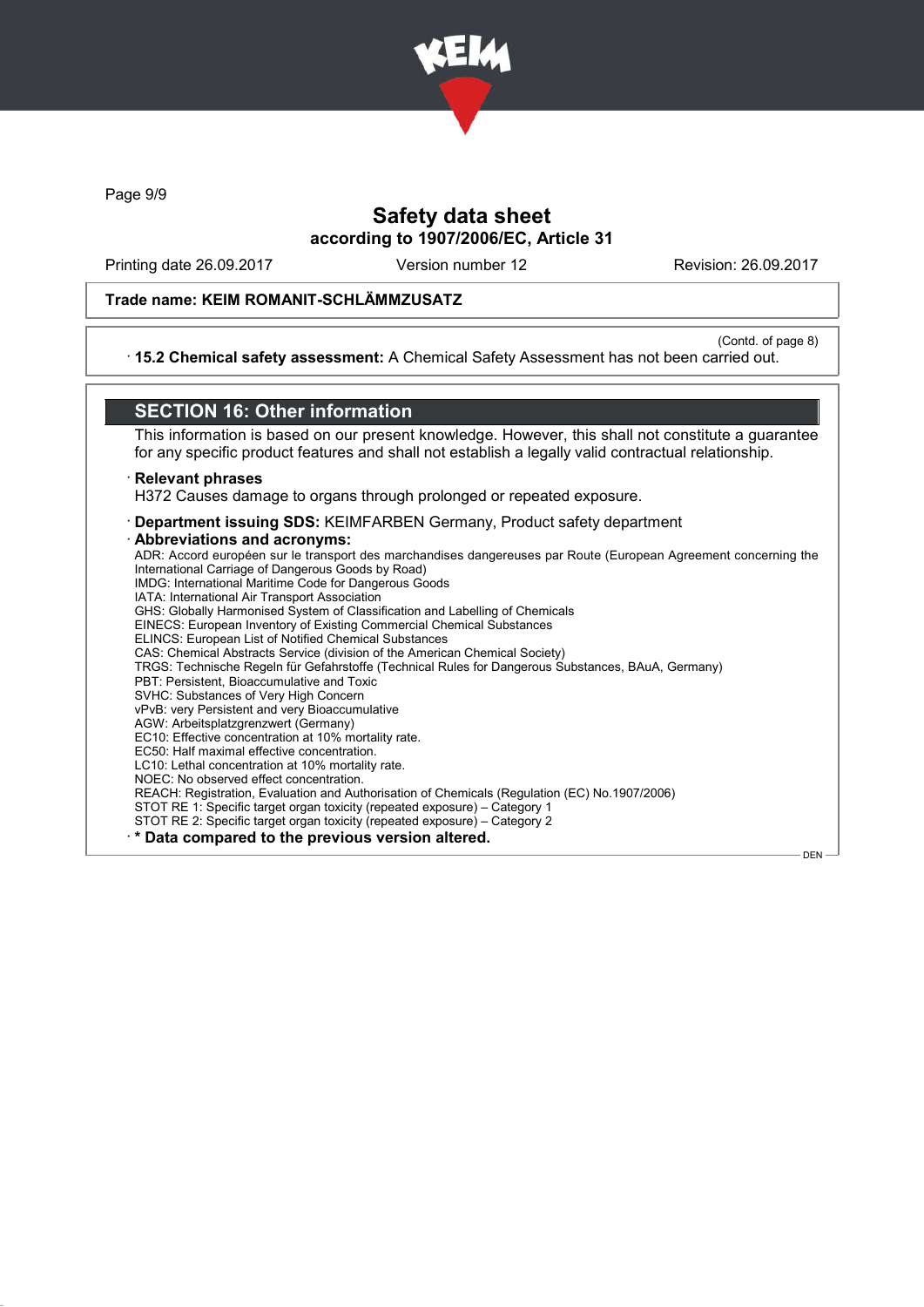Trade name: KEIM ROMANIT-SCHLÄMMZUSATZ

(Contd. of page 8)

· **15.2 Chemical safety assessment:** A Chemical Safety Assessment has not been carried out.

## SECTION 16: Other information

This information is based on our present knowledge. However, this shall not constitute a guarantee for any specific product features and shall not establish a legally valid contractual relationship.

· **Relevant phrases**
H372 Causes damage to organs through prolonged or repeated exposure.

· **Department issuing SDS:** KEIMFARBEN Germany, Product safety department

· **Abbreviations and acronyms:**
ADR: Accord européen sur le transport des marchandises dangereuses par Route (European Agreement concerning the International Carriage of Dangerous Goods by Road)
IMDG: International Maritime Code for Dangerous Goods
IATA: International Air Transport Association
GHS: Globally Harmonised System of Classification and Labelling of Chemicals
EINECS: European Inventory of Existing Commercial Chemical Substances
ELINCS: European List of Notified Chemical Substances
CAS: Chemical Abstracts Service (division of the American Chemical Society)
TRGS: Technische Regeln für Gefahrstoffe (Technical Rules for Dangerous Substances, BAuA, Germany)
PBT: Persistent, Bioaccumulative and Toxic
SVHC: Substances of Very High Concern
vPvB: very Persistent and very Bioaccumulative
AGW: Arbeitsplatzgrenzwert (Germany)
EC10: Effective concentration at 10% mortality rate.
EC50: Half maximal effective concentration.
LC10: Lethal concentration at 10% mortality rate.
NOEC: No observed effect concentration.
REACH: Registration, Evaluation and Authorisation of Chemicals (Regulation (EC) No.1907/2006)
STOT RE 1: Specific target organ toxicity (repeated exposure) – Category 1
STOT RE 2: Specific target organ toxicity (repeated exposure) – Category 2

· **\* Data compared to the previous version altered.**

DEN